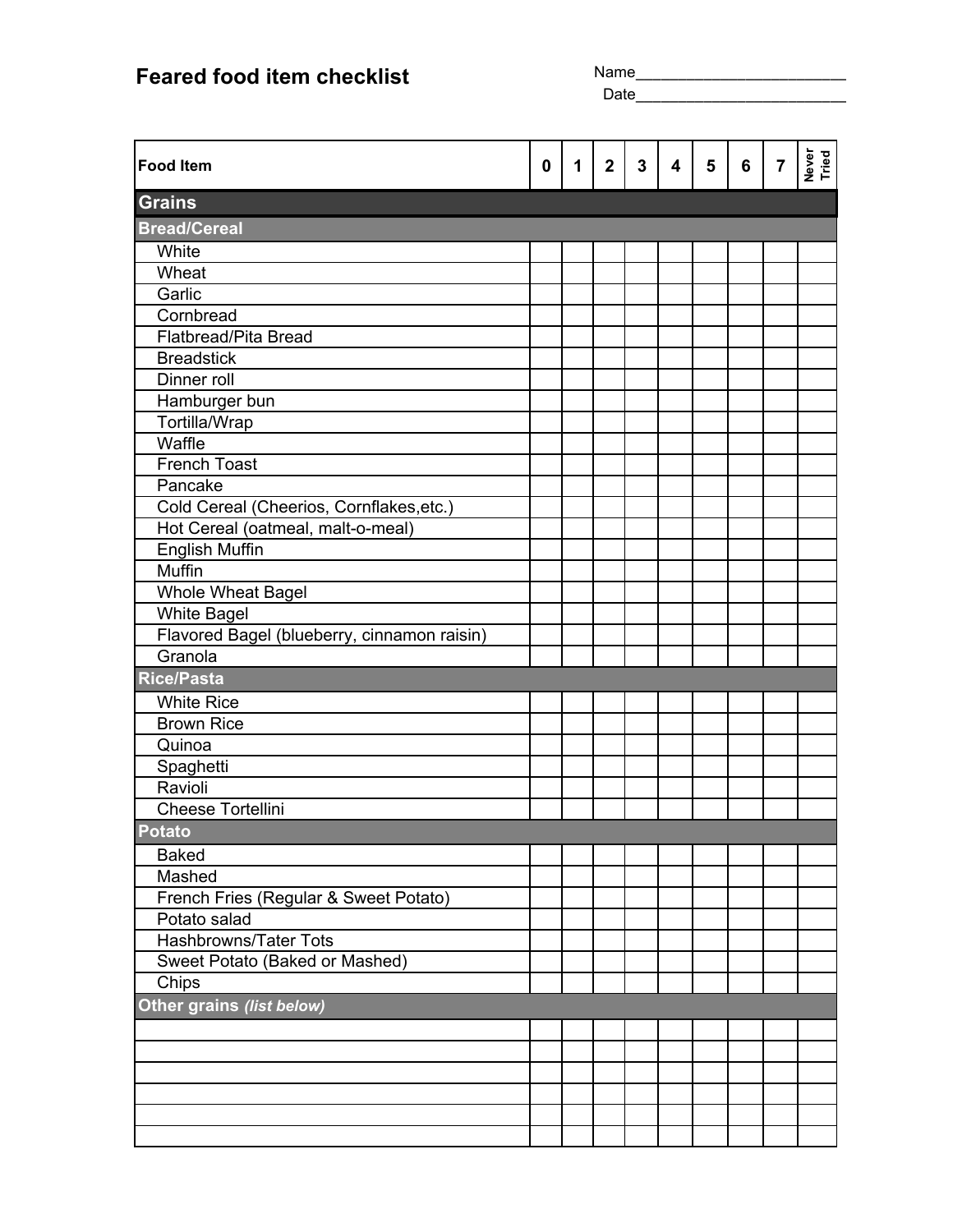# Feared food item checklist

Name________________________

Date________________________

| Food Item | 0 | 1 | 2 | 3 | 4 | 5 | 6 | 7 | Never Tried |
|---|---|---|---|---|---|---|---|---|---|
| **Grains** | | | | | | | | | |
| **Bread/Cereal** | | | | | | | | | |
| White | | | | | | | | | |
| Wheat | | | | | | | | | |
| Garlic | | | | | | | | | |
| Cornbread | | | | | | | | | |
| Flatbread/Pita Bread | | | | | | | | | |
| Breadstick | | | | | | | | | |
| Dinner roll | | | | | | | | | |
| Hamburger bun | | | | | | | | | |
| Tortilla/Wrap | | | | | | | | | |
| Waffle | | | | | | | | | |
| French Toast | | | | | | | | | |
| Pancake | | | | | | | | | |
| Cold Cereal (Cheerios, Cornflakes,etc.) | | | | | | | | | |
| Hot Cereal (oatmeal, malt-o-meal) | | | | | | | | | |
| English Muffin | | | | | | | | | |
| Muffin | | | | | | | | | |
| Whole Wheat Bagel | | | | | | | | | |
| White Bagel | | | | | | | | | |
| Flavored Bagel (blueberry, cinnamon raisin) | | | | | | | | | |
| Granola | | | | | | | | | |
| **Rice/Pasta** | | | | | | | | | |
| White Rice | | | | | | | | | |
| Brown Rice | | | | | | | | | |
| Quinoa | | | | | | | | | |
| Spaghetti | | | | | | | | | |
| Ravioli | | | | | | | | | |
| Cheese Tortellini | | | | | | | | | |
| **Potato** | | | | | | | | | |
| Baked | | | | | | | | | |
| Mashed | | | | | | | | | |
| French Fries (Regular & Sweet Potato) | | | | | | | | | |
| Potato salad | | | | | | | | | |
| Hashbrowns/Tater Tots | | | | | | | | | |
| Sweet Potato (Baked or Mashed) | | | | | | | | | |
| Chips | | | | | | | | | |
| **Other grains** ***(list below)*** | | | | | | | | | |
| | | | | | | | | | |
| | | | | | | | | | |
| | | | | | | | | | |
| | | | | | | | | | |
| | | | | | | | | | |
| | | | | | | | | | |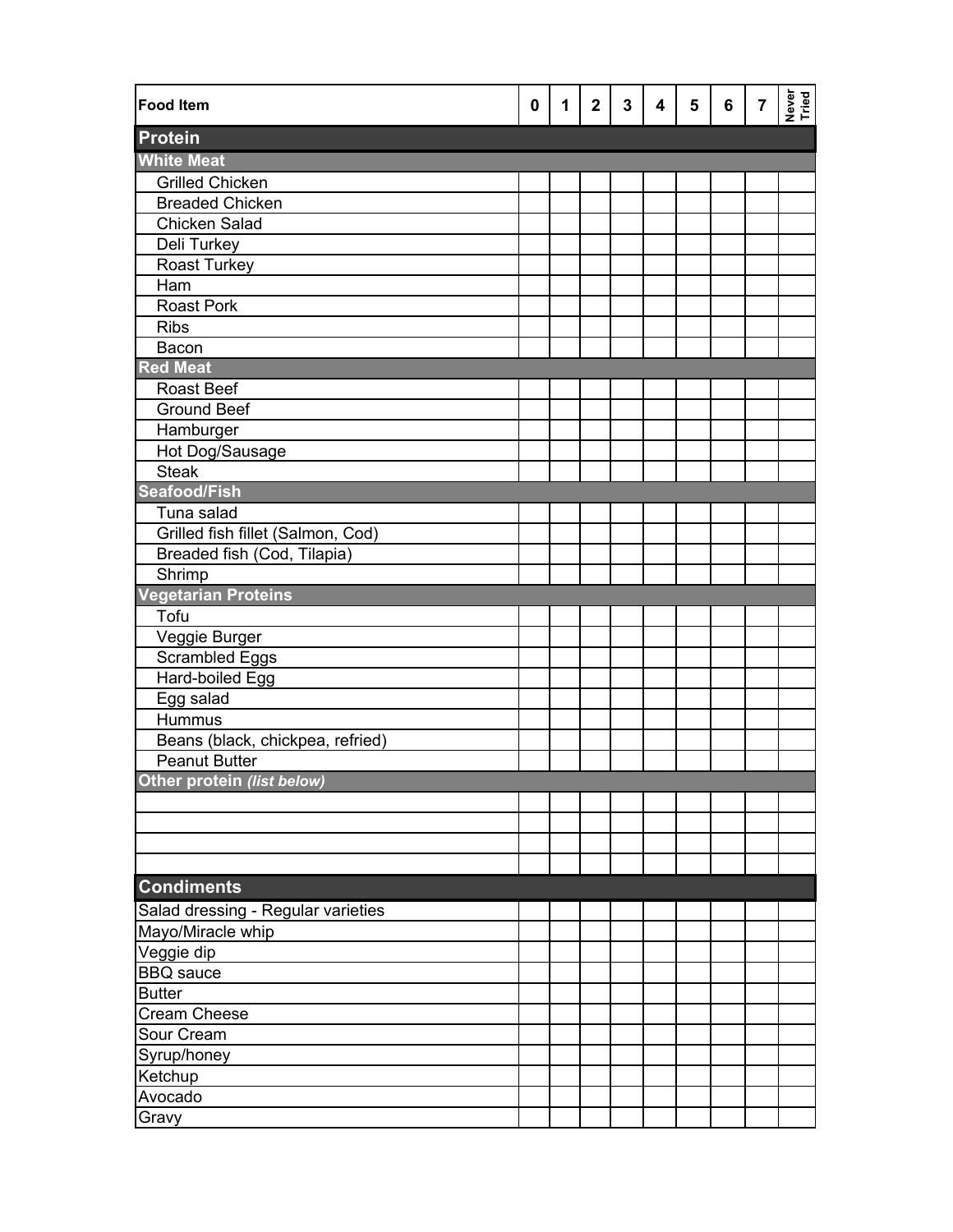| Food Item | 0 | 1 | 2 | 3 | 4 | 5 | 6 | 7 | Never Tried |
|---|---|---|---|---|---|---|---|---|---|
| **Protein** | | | | | | | | | |
| **White Meat** | | | | | | | | | |
| Grilled Chicken | | | | | | | | | |
| Breaded Chicken | | | | | | | | | |
| Chicken Salad | | | | | | | | | |
| Deli Turkey | | | | | | | | | |
| Roast Turkey | | | | | | | | | |
| Ham | | | | | | | | | |
| Roast Pork | | | | | | | | | |
| Ribs | | | | | | | | | |
| Bacon | | | | | | | | | |
| **Red Meat** | | | | | | | | | |
| Roast Beef | | | | | | | | | |
| Ground Beef | | | | | | | | | |
| Hamburger | | | | | | | | | |
| Hot Dog/Sausage | | | | | | | | | |
| Steak | | | | | | | | | |
| **Seafood/Fish** | | | | | | | | | |
| Tuna salad | | | | | | | | | |
| Grilled fish fillet (Salmon, Cod) | | | | | | | | | |
| Breaded fish (Cod, Tilapia) | | | | | | | | | |
| Shrimp | | | | | | | | | |
| **Vegetarian Proteins** | | | | | | | | | |
| Tofu | | | | | | | | | |
| Veggie Burger | | | | | | | | | |
| Scrambled Eggs | | | | | | | | | |
| Hard-boiled Egg | | | | | | | | | |
| Egg salad | | | | | | | | | |
| Hummus | | | | | | | | | |
| Beans (black, chickpea, refried) | | | | | | | | | |
| Peanut Butter | | | | | | | | | |
| **Other protein** ***(list below)*** | | | | | | | | | |
| | | | | | | | | | |
| | | | | | | | | | |
| | | | | | | | | | |
| | | | | | | | | | |
| **Condiments** | | | | | | | | | |
| Salad dressing - Regular varieties | | | | | | | | | |
| Mayo/Miracle whip | | | | | | | | | |
| Veggie dip | | | | | | | | | |
| BBQ sauce | | | | | | | | | |
| Butter | | | | | | | | | |
| Cream Cheese | | | | | | | | | |
| Sour Cream | | | | | | | | | |
| Syrup/honey | | | | | | | | | |
| Ketchup | | | | | | | | | |
| Avocado | | | | | | | | | |
| Gravy | | | | | | | | | |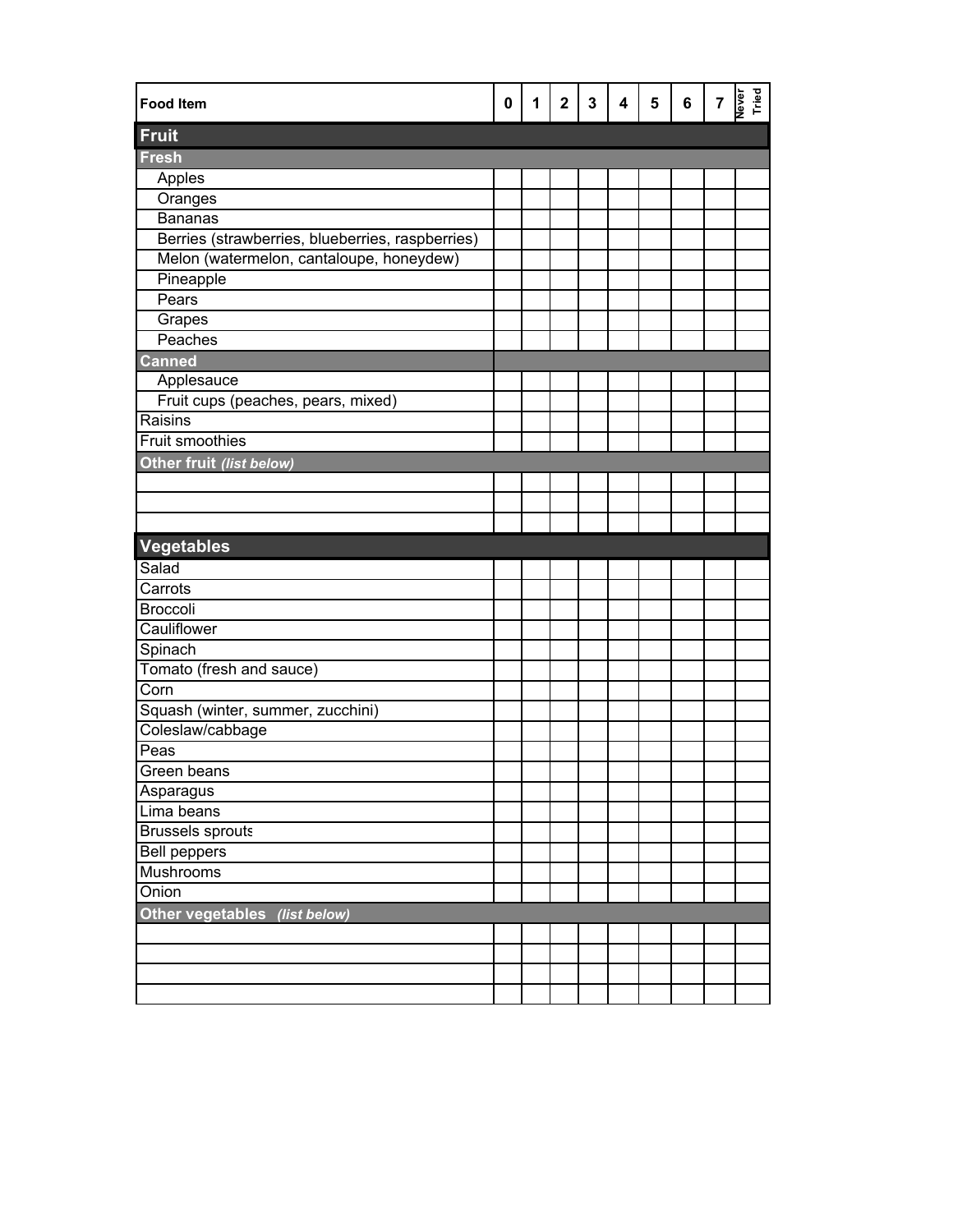| Food Item | 0 | 1 | 2 | 3 | 4 | 5 | 6 | 7 | Never Tried |
|---|---|---|---|---|---|---|---|---|---|
| **Fruit** | | | | | | | | | |
| **Fresh** | | | | | | | | | |
| Apples | | | | | | | | | |
| Oranges | | | | | | | | | |
| Bananas | | | | | | | | | |
| Berries (strawberries, blueberries, raspberries) | | | | | | | | | |
| Melon (watermelon, cantaloupe, honeydew) | | | | | | | | | |
| Pineapple | | | | | | | | | |
| Pears | | | | | | | | | |
| Grapes | | | | | | | | | |
| Peaches | | | | | | | | | |
| **Canned** | | | | | | | | | |
| Applesauce | | | | | | | | | |
| Fruit cups (peaches, pears, mixed) | | | | | | | | | |
| Raisins | | | | | | | | | |
| Fruit smoothies | | | | | | | | | |
| **Other fruit** ***(list below)*** | | | | | | | | | |
| | | | | | | | | | |
| | | | | | | | | | |
| | | | | | | | | | |
| **Vegetables** | | | | | | | | | |
| Salad | | | | | | | | | |
| Carrots | | | | | | | | | |
| Broccoli | | | | | | | | | |
| Cauliflower | | | | | | | | | |
| Spinach | | | | | | | | | |
| Tomato (fresh and sauce) | | | | | | | | | |
| Corn | | | | | | | | | |
| Squash (winter, summer, zucchini) | | | | | | | | | |
| Coleslaw/cabbage | | | | | | | | | |
| Peas | | | | | | | | | |
| Green beans | | | | | | | | | |
| Asparagus | | | | | | | | | |
| Lima beans | | | | | | | | | |
| Brussels sprouts | | | | | | | | | |
| Bell peppers | | | | | | | | | |
| Mushrooms | | | | | | | | | |
| Onion | | | | | | | | | |
| **Other vegetables** ***(list below)*** | | | | | | | | | |
| | | | | | | | | | |
| | | | | | | | | | |
| | | | | | | | | | |
| | | | | | | | | | |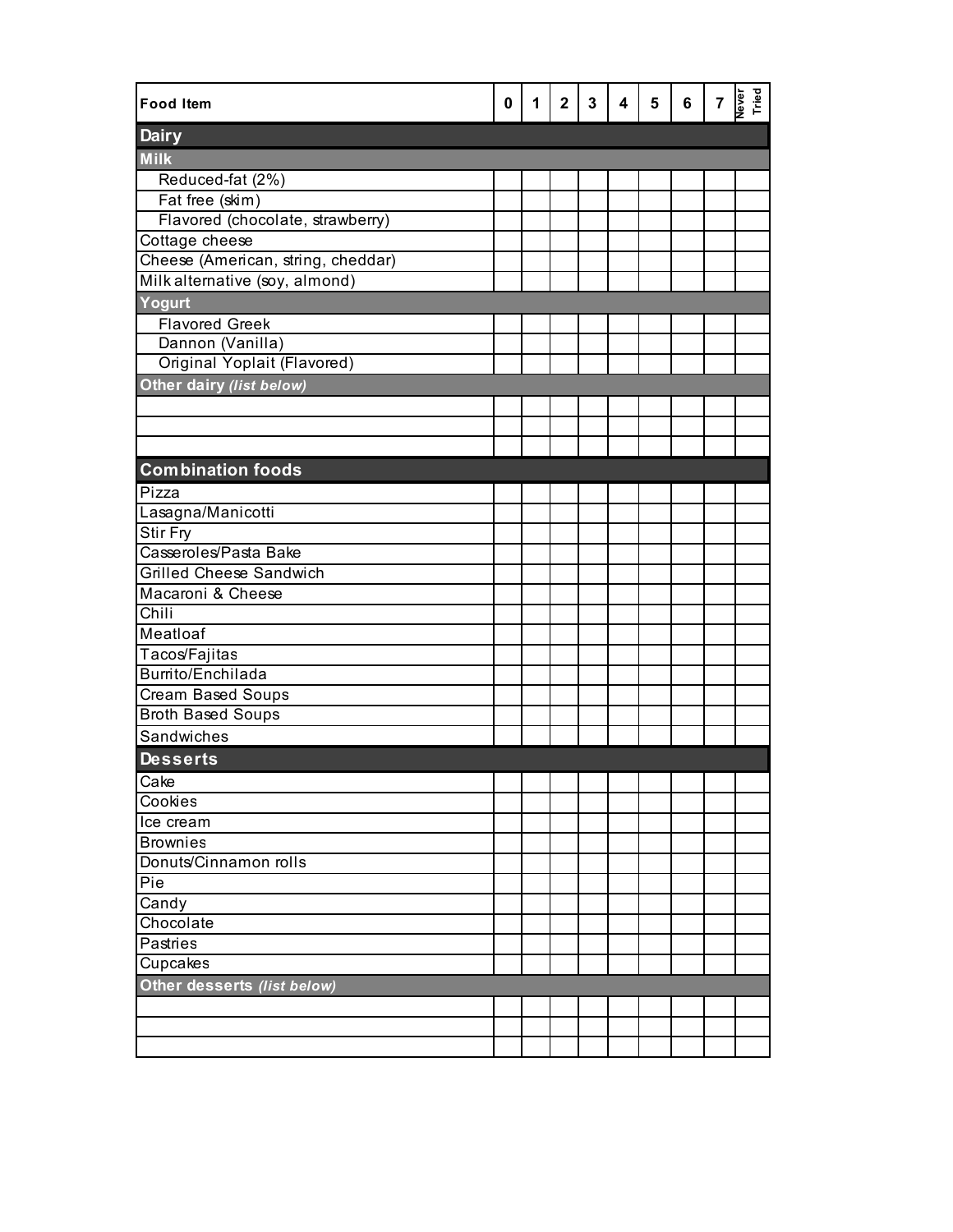| Food Item | 0 | 1 | 2 | 3 | 4 | 5 | 6 | 7 | Never Tried |
|---|---|---|---|---|---|---|---|---|---|
| **Dairy** | | | | | | | | | |
| **Milk** | | | | | | | | | |
| Reduced-fat (2%) | | | | | | | | | |
| Fat free (skim) | | | | | | | | | |
| Flavored (chocolate, strawberry) | | | | | | | | | |
| Cottage cheese | | | | | | | | | |
| Cheese (American, string, cheddar) | | | | | | | | | |
| Milk alternative (soy, almond) | | | | | | | | | |
| **Yogurt** | | | | | | | | | |
| Flavored Greek | | | | | | | | | |
| Dannon (Vanilla) | | | | | | | | | |
| Original Yoplait (Flavored) | | | | | | | | | |
| **Other dairy** ***(list below)*** | | | | | | | | | |
| | | | | | | | | | |
| | | | | | | | | | |
| | | | | | | | | | |
| **Combination foods** | | | | | | | | | |
| Pizza | | | | | | | | | |
| Lasagna/Manicotti | | | | | | | | | |
| Stir Fry | | | | | | | | | |
| Casseroles/Pasta Bake | | | | | | | | | |
| Grilled Cheese Sandwich | | | | | | | | | |
| Macaroni & Cheese | | | | | | | | | |
| Chili | | | | | | | | | |
| Meatloaf | | | | | | | | | |
| Tacos/Fajitas | | | | | | | | | |
| Burrito/Enchilada | | | | | | | | | |
| Cream Based Soups | | | | | | | | | |
| Broth Based Soups | | | | | | | | | |
| Sandwiches | | | | | | | | | |
| **Desserts** | | | | | | | | | |
| Cake | | | | | | | | | |
| Cookies | | | | | | | | | |
| Ice cream | | | | | | | | | |
| Brownies | | | | | | | | | |
| Donuts/Cinnamon rolls | | | | | | | | | |
| Pie | | | | | | | | | |
| Candy | | | | | | | | | |
| Chocolate | | | | | | | | | |
| Pastries | | | | | | | | | |
| Cupcakes | | | | | | | | | |
| **Other desserts** ***(list below)*** | | | | | | | | | |
| | | | | | | | | | |
| | | | | | | | | | |
| | | | | | | | | | |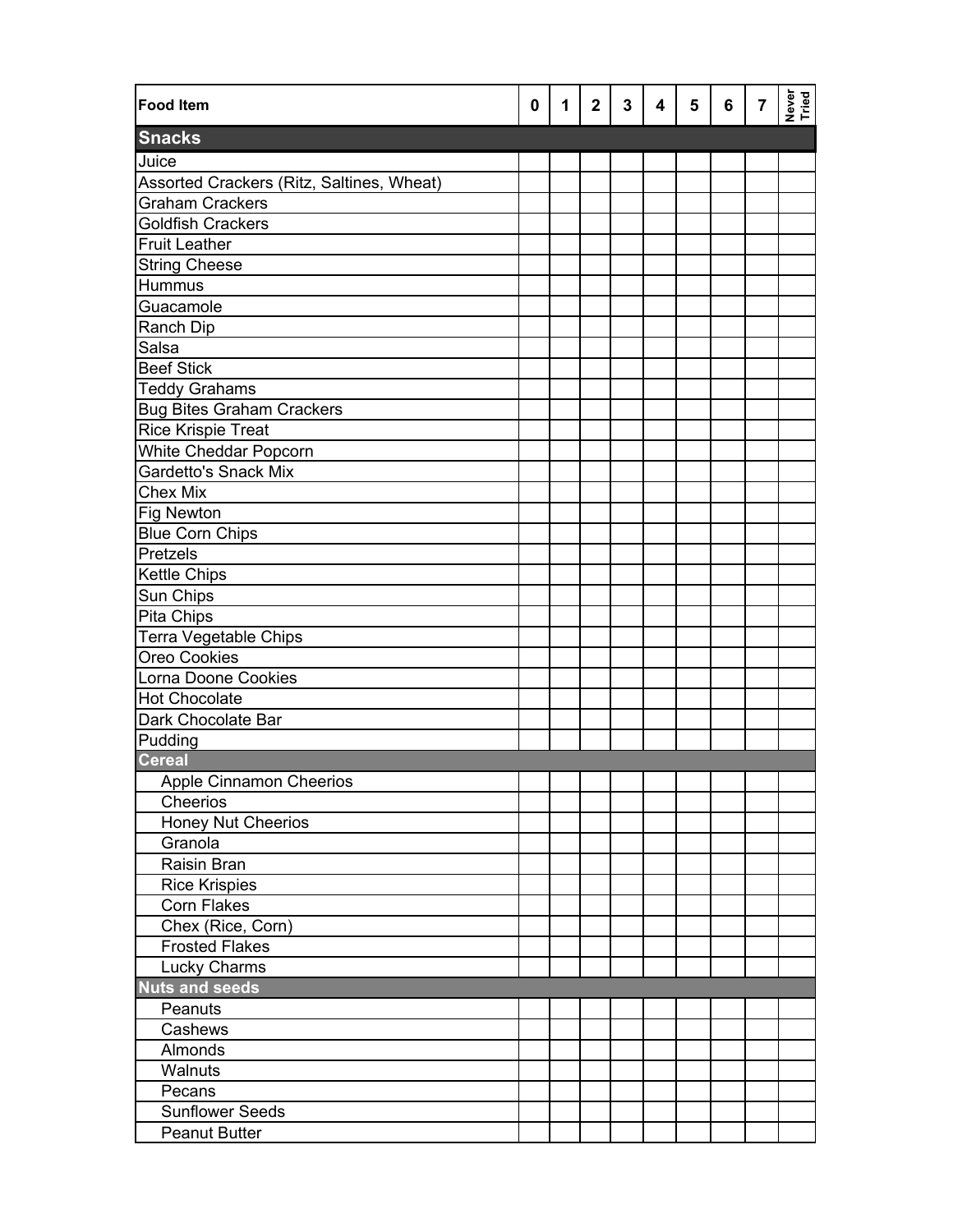| Food Item | 0 | 1 | 2 | 3 | 4 | 5 | 6 | 7 | Never Tried |
|---|---|---|---|---|---|---|---|---|---|
| **Snacks** | | | | | | | | | |
| Juice | | | | | | | | | |
| Assorted Crackers (Ritz, Saltines, Wheat) | | | | | | | | | |
| Graham Crackers | | | | | | | | | |
| Goldfish Crackers | | | | | | | | | |
| Fruit Leather | | | | | | | | | |
| String Cheese | | | | | | | | | |
| Hummus | | | | | | | | | |
| Guacamole | | | | | | | | | |
| Ranch Dip | | | | | | | | | |
| Salsa | | | | | | | | | |
| Beef Stick | | | | | | | | | |
| Teddy Grahams | | | | | | | | | |
| Bug Bites Graham Crackers | | | | | | | | | |
| Rice Krispie Treat | | | | | | | | | |
| White Cheddar Popcorn | | | | | | | | | |
| Gardetto's Snack Mix | | | | | | | | | |
| Chex Mix | | | | | | | | | |
| Fig Newton | | | | | | | | | |
| Blue Corn Chips | | | | | | | | | |
| Pretzels | | | | | | | | | |
| Kettle Chips | | | | | | | | | |
| Sun Chips | | | | | | | | | |
| Pita Chips | | | | | | | | | |
| Terra Vegetable Chips | | | | | | | | | |
| Oreo Cookies | | | | | | | | | |
| Lorna Doone Cookies | | | | | | | | | |
| Hot Chocolate | | | | | | | | | |
| Dark Chocolate Bar | | | | | | | | | |
| Pudding | | | | | | | | | |
| **Cereal** | | | | | | | | | |
| Apple Cinnamon Cheerios | | | | | | | | | |
| Cheerios | | | | | | | | | |
| Honey Nut Cheerios | | | | | | | | | |
| Granola | | | | | | | | | |
| Raisin Bran | | | | | | | | | |
| Rice Krispies | | | | | | | | | |
| Corn Flakes | | | | | | | | | |
| Chex (Rice, Corn) | | | | | | | | | |
| Frosted Flakes | | | | | | | | | |
| Lucky Charms | | | | | | | | | |
| **Nuts and seeds** | | | | | | | | | |
| Peanuts | | | | | | | | | |
| Cashews | | | | | | | | | |
| Almonds | | | | | | | | | |
| Walnuts | | | | | | | | | |
| Pecans | | | | | | | | | |
| Sunflower Seeds | | | | | | | | | |
| Peanut Butter | | | | | | | | | |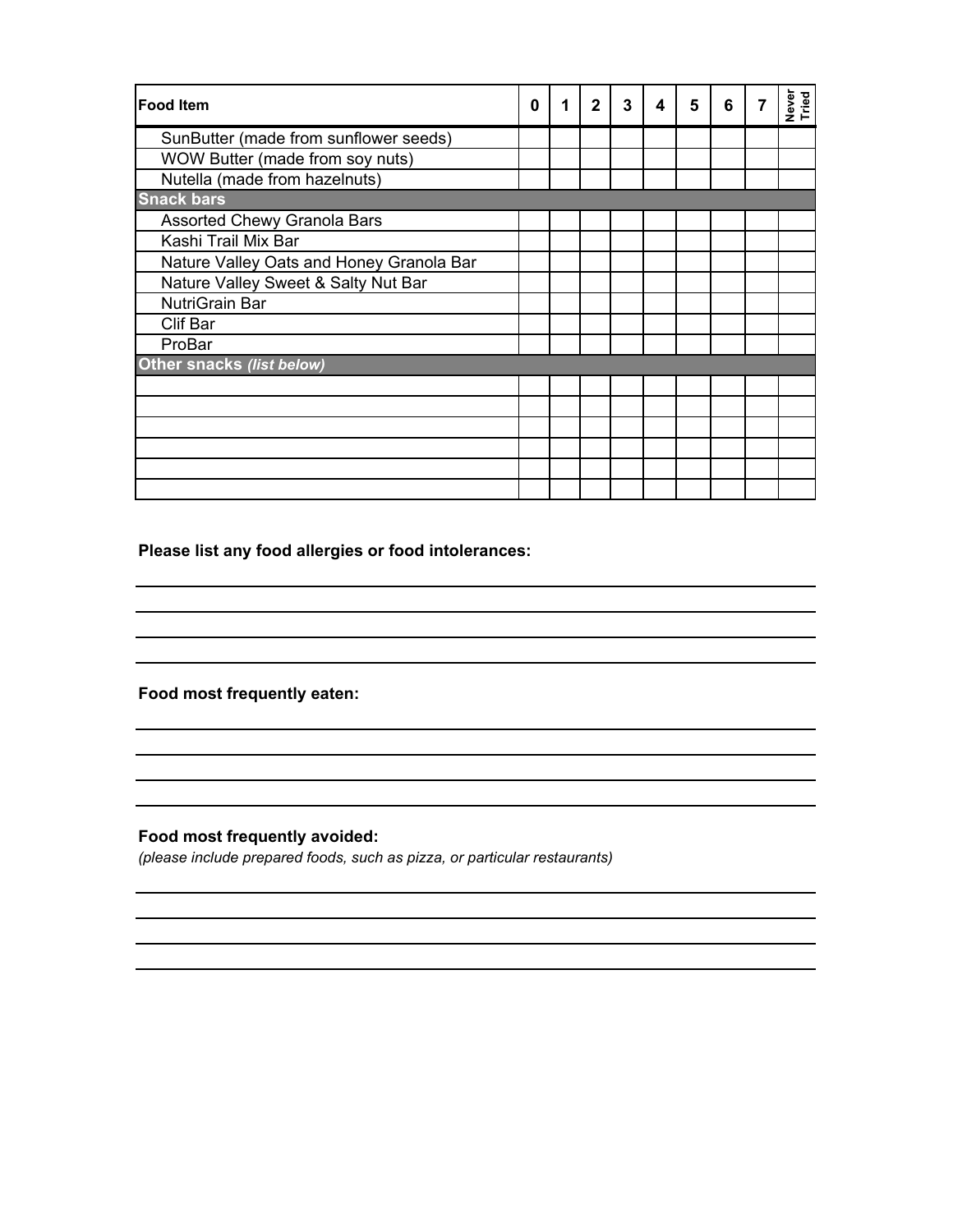| Food Item | 0 | 1 | 2 | 3 | 4 | 5 | 6 | 7 | Never Tried |
|---|---|---|---|---|---|---|---|---|---|
| SunButter (made from sunflower seeds) | | | | | | | | | |
| WOW Butter (made from soy nuts) | | | | | | | | | |
| Nutella (made from hazelnuts) | | | | | | | | | |
| **Snack bars** | | | | | | | | | |
| Assorted Chewy Granola Bars | | | | | | | | | |
| Kashi Trail Mix Bar | | | | | | | | | |
| Nature Valley Oats and Honey Granola Bar | | | | | | | | | |
| Nature Valley Sweet & Salty Nut Bar | | | | | | | | | |
| NutriGrain Bar | | | | | | | | | |
| Clif Bar | | | | | | | | | |
| ProBar | | | | | | | | | |
| **Other snacks** ***(list below)*** | | | | | | | | | |
| | | | | | | | | | |
| | | | | | | | | | |
| | | | | | | | | | |
| | | | | | | | | | |
| | | | | | | | | | |
| | | | | | | | | | |

**Please list any food allergies or food intolerances:**

______________________________________________________________________

______________________________________________________________________

______________________________________________________________________

______________________________________________________________________

**Food most frequently eaten:**

______________________________________________________________________

______________________________________________________________________

______________________________________________________________________

______________________________________________________________________

**Food most frequently avoided:**

*(please include prepared foods, such as pizza, or particular restaurants)*

______________________________________________________________________

______________________________________________________________________

______________________________________________________________________

______________________________________________________________________